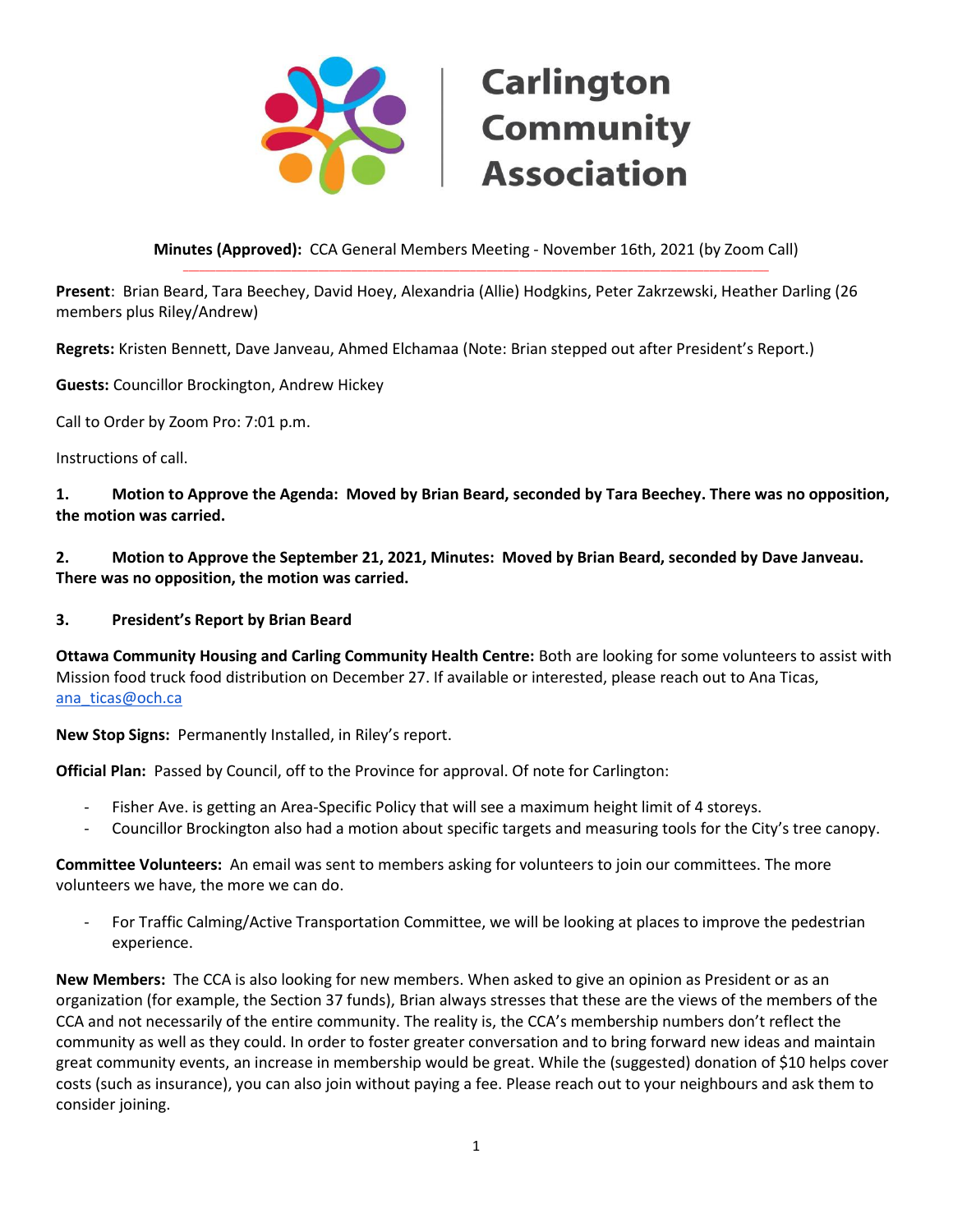# Carlington Community Association

**Minutes (Approved):** CCA General Members Meeting - November 16th, 2021 (by Zoom Call)

**Present**: Brian Beard, Tara Beechey, David Hoey, Alexandria (Allie) Hodgkins, Peter Zakrzewski, Heather Darling (26 members plus Riley/Andrew)

**Regrets:** Kristen Bennett, Dave Janveau, Ahmed Elchamaa (Note: Brian stepped out after President's Report.)

**Guests:** Councillor Brockington, Andrew Hickey

Call to Order by Zoom Pro: 7:01 p.m.

Instructions of call.

**1. Motion to Approve the Agenda: Moved by Brian Beard, seconded by Tara Beechey. There was no opposition, the motion was carried.**

**2. Motion to Approve the September 21, 2021, Minutes: Moved by Brian Beard, seconded by Dave Janveau. There was no opposition, the motion was carried.**

**3. President's Report by Brian Beard**

**Ottawa Community Housing and Carling Community Health Centre:** Both are looking for some volunteers to assist with Mission food truck food distribution on December 27. If available or interested, please reach out to Ana Ticas, ana_ticas@och.ca

**New Stop Signs:** Permanently Installed, in Riley's report.

**Official Plan:** Passed by Council, off to the Province for approval. Of note for Carlington:

- Fisher Ave. is getting an Area-Specific Policy that will see a maximum height limit of 4 storeys.
- Councillor Brockington also had a motion about specific targets and measuring tools for the City's tree canopy.

**Committee Volunteers:** An email was sent to members asking for volunteers to join our committees. The more volunteers we have, the more we can do.

- For Traffic Calming/Active Transportation Committee, we will be looking at places to improve the pedestrian experience.

**New Members:** The CCA is also looking for new members. When asked to give an opinion as President or as an organization (for example, the Section 37 funds), Brian always stresses that these are the views of the members of the CCA and not necessarily of the entire community. The reality is, the CCA's membership numbers don't reflect the community as well as they could. In order to foster greater conversation and to bring forward new ideas and maintain great community events, an increase in membership would be great. While the (suggested) donation of $10 helps cover costs (such as insurance), you can also join without paying a fee. Please reach out to your neighbours and ask them to consider joining.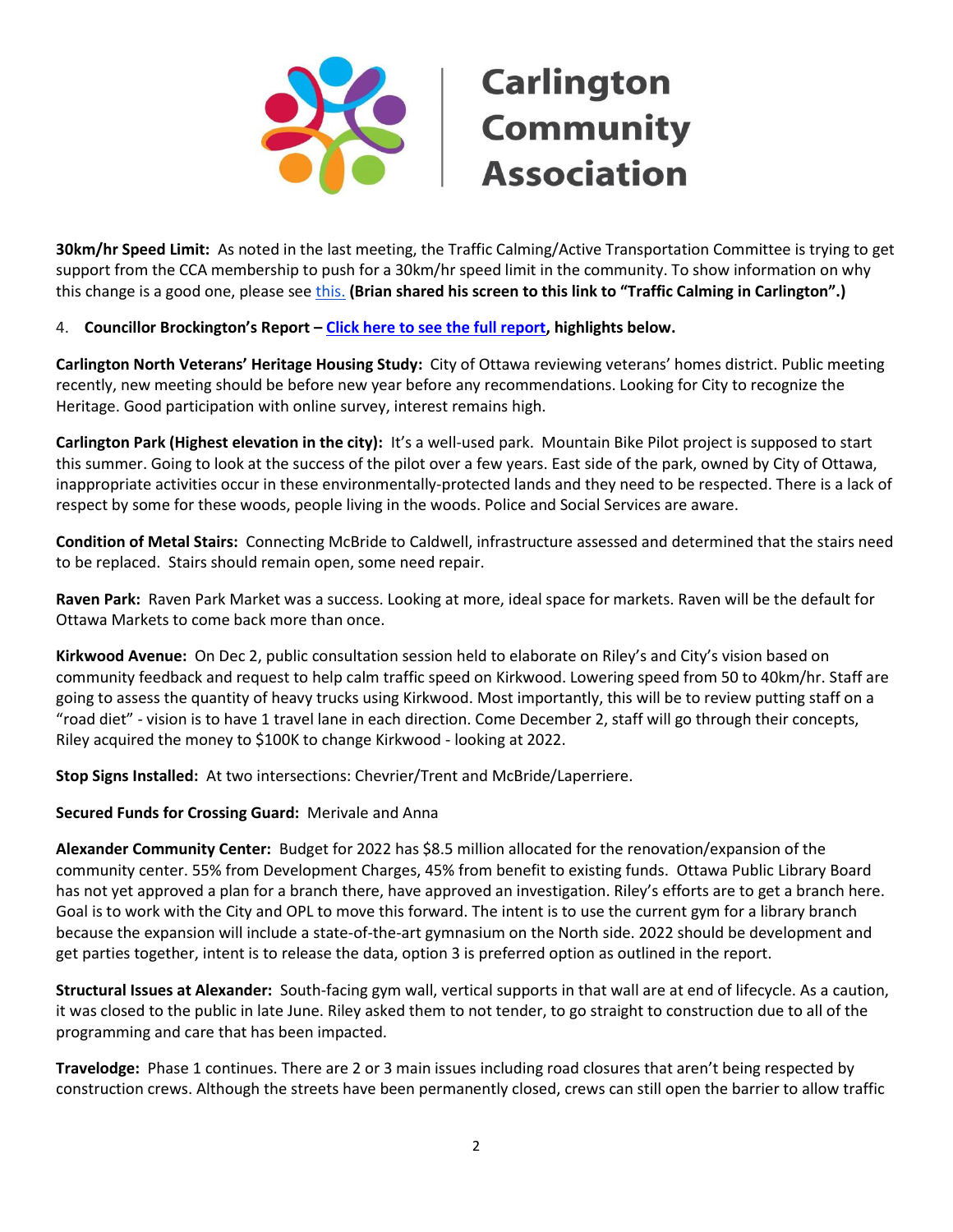**30km/hr Speed Limit:** As noted in the last meeting, the Traffic Calming/Active Transportation Committee is trying to get support from the CCA membership to push for a 30km/hr speed limit in the community. To show information on why this change is a good one, please see this. **(Brian shared his screen to this link to "Traffic Calming in Carlington".)**

4. **Councillor Brockington's Report – Click here to see the full report, highlights below.**

**Carlington North Veterans' Heritage Housing Study:** City of Ottawa reviewing veterans' homes district. Public meeting recently, new meeting should be before new year before any recommendations. Looking for City to recognize the Heritage. Good participation with online survey, interest remains high.

**Carlington Park (Highest elevation in the city):** It's a well-used park. Mountain Bike Pilot project is supposed to start this summer. Going to look at the success of the pilot over a few years. East side of the park, owned by City of Ottawa, inappropriate activities occur in these environmentally-protected lands and they need to be respected. There is a lack of respect by some for these woods, people living in the woods. Police and Social Services are aware.

**Condition of Metal Stairs:** Connecting McBride to Caldwell, infrastructure assessed and determined that the stairs need to be replaced. Stairs should remain open, some need repair.

**Raven Park:** Raven Park Market was a success. Looking at more, ideal space for markets. Raven will be the default for Ottawa Markets to come back more than once.

**Kirkwood Avenue:** On Dec 2, public consultation session held to elaborate on Riley's and City's vision based on community feedback and request to help calm traffic speed on Kirkwood. Lowering speed from 50 to 40km/hr. Staff are going to assess the quantity of heavy trucks using Kirkwood. Most importantly, this will be to review putting staff on a "road diet" - vision is to have 1 travel lane in each direction. Come December 2, staff will go through their concepts, Riley acquired the money to $100K to change Kirkwood - looking at 2022.

**Stop Signs Installed:** At two intersections: Chevrier/Trent and McBride/Laperriere.

**Secured Funds for Crossing Guard:** Merivale and Anna

**Alexander Community Center:** Budget for 2022 has $8.5 million allocated for the renovation/expansion of the community center. 55% from Development Charges, 45% from benefit to existing funds. Ottawa Public Library Board has not yet approved a plan for a branch there, have approved an investigation. Riley's efforts are to get a branch here. Goal is to work with the City and OPL to move this forward. The intent is to use the current gym for a library branch because the expansion will include a state-of-the-art gymnasium on the North side. 2022 should be development and get parties together, intent is to release the data, option 3 is preferred option as outlined in the report.

**Structural Issues at Alexander:** South-facing gym wall, vertical supports in that wall are at end of lifecycle. As a caution, it was closed to the public in late June. Riley asked them to not tender, to go straight to construction due to all of the programming and care that has been impacted.

**Travelodge:** Phase 1 continues. There are 2 or 3 main issues including road closures that aren't being respected by construction crews. Although the streets have been permanently closed, crews can still open the barrier to allow traffic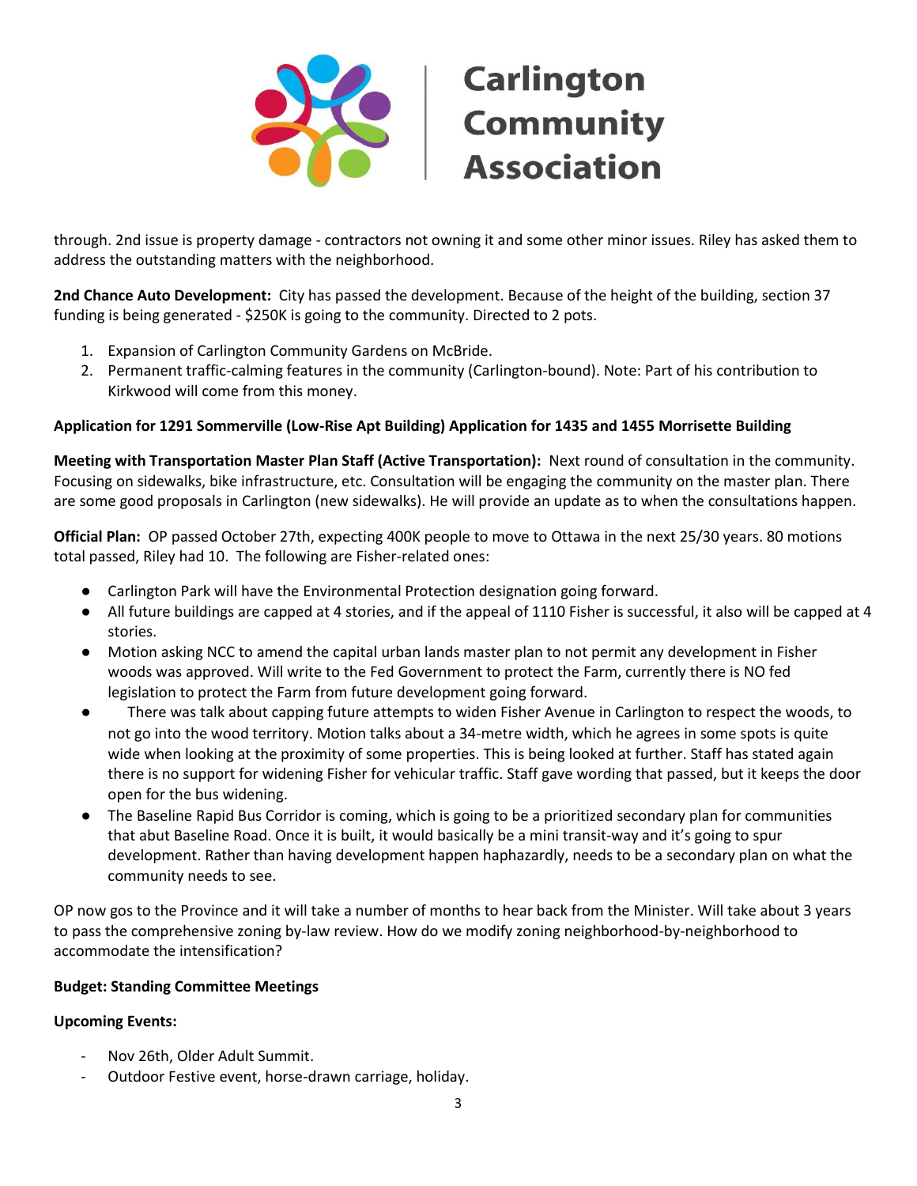through. 2nd issue is property damage - contractors not owning it and some other minor issues. Riley has asked them to address the outstanding matters with the neighborhood.

**2nd Chance Auto Development:** City has passed the development. Because of the height of the building, section 37 funding is being generated - $250K is going to the community. Directed to 2 pots.

1. Expansion of Carlington Community Gardens on McBride.
2. Permanent traffic-calming features in the community (Carlington-bound). Note: Part of his contribution to Kirkwood will come from this money.

**Application for 1291 Sommerville (Low-Rise Apt Building) Application for 1435 and 1455 Morrisette Building**

**Meeting with Transportation Master Plan Staff (Active Transportation):** Next round of consultation in the community. Focusing on sidewalks, bike infrastructure, etc. Consultation will be engaging the community on the master plan. There are some good proposals in Carlington (new sidewalks). He will provide an update as to when the consultations happen.

**Official Plan:** OP passed October 27th, expecting 400K people to move to Ottawa in the next 25/30 years. 80 motions total passed, Riley had 10. The following are Fisher-related ones:

- Carlington Park will have the Environmental Protection designation going forward.
- All future buildings are capped at 4 stories, and if the appeal of 1110 Fisher is successful, it also will be capped at 4 stories.
- Motion asking NCC to amend the capital urban lands master plan to not permit any development in Fisher woods was approved. Will write to the Fed Government to protect the Farm, currently there is NO fed legislation to protect the Farm from future development going forward.
- There was talk about capping future attempts to widen Fisher Avenue in Carlington to respect the woods, to not go into the wood territory. Motion talks about a 34-metre width, which he agrees in some spots is quite wide when looking at the proximity of some properties. This is being looked at further. Staff has stated again there is no support for widening Fisher for vehicular traffic. Staff gave wording that passed, but it keeps the door open for the bus widening.
- The Baseline Rapid Bus Corridor is coming, which is going to be a prioritized secondary plan for communities that abut Baseline Road. Once it is built, it would basically be a mini transit-way and it's going to spur development. Rather than having development happen haphazardly, needs to be a secondary plan on what the community needs to see.

OP now gos to the Province and it will take a number of months to hear back from the Minister. Will take about 3 years to pass the comprehensive zoning by-law review. How do we modify zoning neighborhood-by-neighborhood to accommodate the intensification?

**Budget: Standing Committee Meetings**

**Upcoming Events:**

- Nov 26th, Older Adult Summit.
- Outdoor Festive event, horse-drawn carriage, holiday.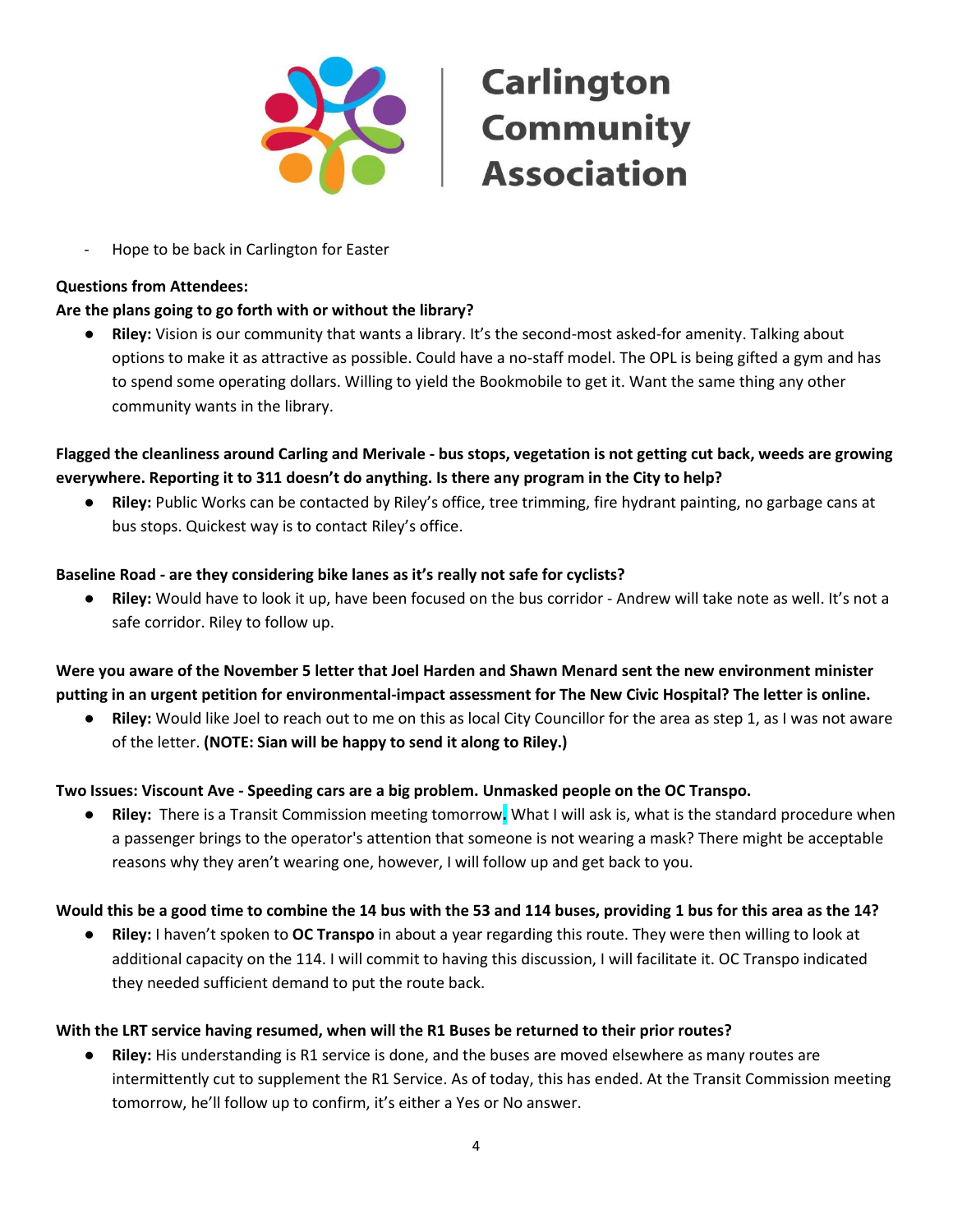- Hope to be back in Carlington for Easter

**Questions from Attendees:**

**Are the plans going to go forth with or without the library?**

- **Riley:** Vision is our community that wants a library. It's the second-most asked-for amenity. Talking about options to make it as attractive as possible. Could have a no-staff model. The OPL is being gifted a gym and has to spend some operating dollars. Willing to yield the Bookmobile to get it. Want the same thing any other community wants in the library.

**Flagged the cleanliness around Carling and Merivale - bus stops, vegetation is not getting cut back, weeds are growing everywhere. Reporting it to 311 doesn't do anything. Is there any program in the City to help?**

- **Riley:** Public Works can be contacted by Riley's office, tree trimming, fire hydrant painting, no garbage cans at bus stops. Quickest way is to contact Riley's office.

**Baseline Road - are they considering bike lanes as it's really not safe for cyclists?**

- **Riley:** Would have to look it up, have been focused on the bus corridor - Andrew will take note as well. It's not a safe corridor. Riley to follow up.

**Were you aware of the November 5 letter that Joel Harden and Shawn Menard sent the new environment minister putting in an urgent petition for environmental-impact assessment for The New Civic Hospital? The letter is online.**

- **Riley:** Would like Joel to reach out to me on this as local City Councillor for the area as step 1, as I was not aware of the letter. **(NOTE: Sian will be happy to send it along to Riley.)**

**Two Issues: Viscount Ave - Speeding cars are a big problem. Unmasked people on the OC Transpo.**

- **Riley:** There is a Transit Commission meeting tomorrow. What I will ask is, what is the standard procedure when a passenger brings to the operator's attention that someone is not wearing a mask? There might be acceptable reasons why they aren't wearing one, however, I will follow up and get back to you.

**Would this be a good time to combine the 14 bus with the 53 and 114 buses, providing 1 bus for this area as the 14?**

- **Riley:** I haven't spoken to **OC Transpo** in about a year regarding this route. They were then willing to look at additional capacity on the 114. I will commit to having this discussion, I will facilitate it. OC Transpo indicated they needed sufficient demand to put the route back.

**With the LRT service having resumed, when will the R1 Buses be returned to their prior routes?**

- **Riley:** His understanding is R1 service is done, and the buses are moved elsewhere as many routes are intermittently cut to supplement the R1 Service. As of today, this has ended. At the Transit Commission meeting tomorrow, he'll follow up to confirm, it's either a Yes or No answer.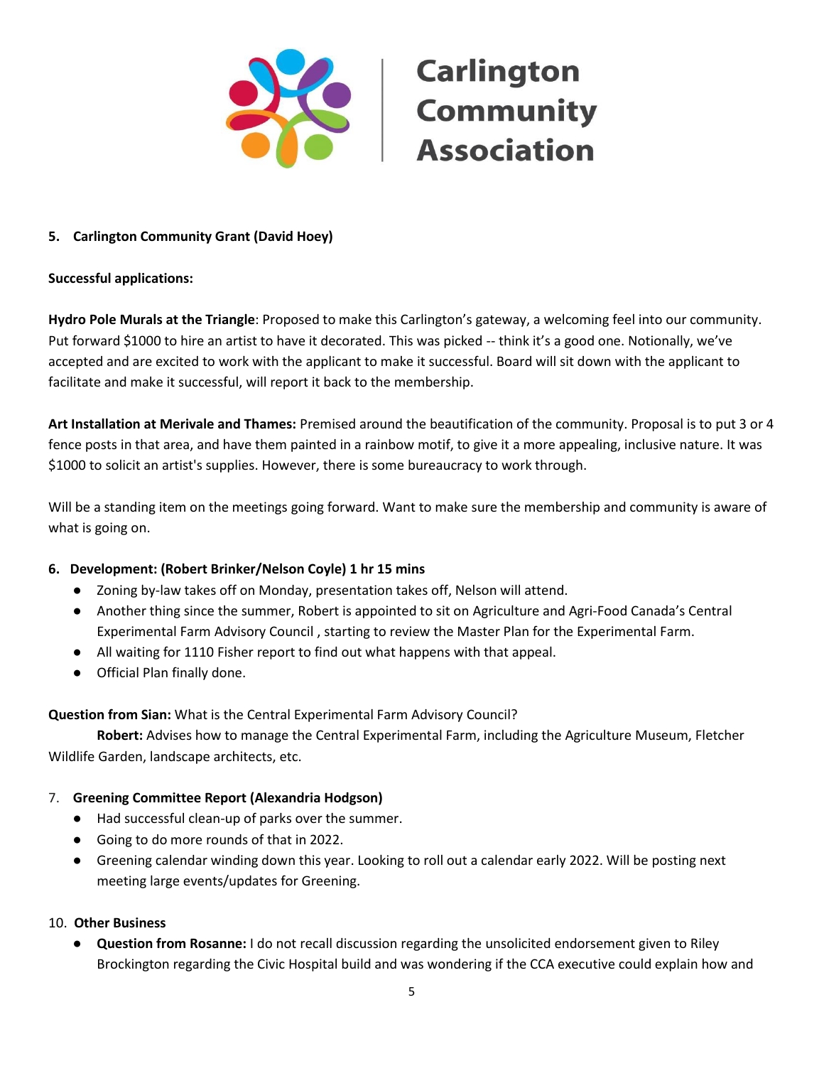**5. Carlington Community Grant (David Hoey)**

**Successful applications:**

**Hydro Pole Murals at the Triangle**: Proposed to make this Carlington's gateway, a welcoming feel into our community. Put forward $1000 to hire an artist to have it decorated. This was picked -- think it's a good one. Notionally, we've accepted and are excited to work with the applicant to make it successful. Board will sit down with the applicant to facilitate and make it successful, will report it back to the membership.

**Art Installation at Merivale and Thames:** Premised around the beautification of the community. Proposal is to put 3 or 4 fence posts in that area, and have them painted in a rainbow motif, to give it a more appealing, inclusive nature. It was $1000 to solicit an artist's supplies. However, there is some bureaucracy to work through.

Will be a standing item on the meetings going forward. Want to make sure the membership and community is aware of what is going on.

**6. Development: (Robert Brinker/Nelson Coyle) 1 hr 15 mins**

- Zoning by-law takes off on Monday, presentation takes off, Nelson will attend.
- Another thing since the summer, Robert is appointed to sit on Agriculture and Agri-Food Canada's Central Experimental Farm Advisory Council , starting to review the Master Plan for the Experimental Farm.
- All waiting for 1110 Fisher report to find out what happens with that appeal.
- Official Plan finally done.

**Question from Sian:** What is the Central Experimental Farm Advisory Council?

**Robert:** Advises how to manage the Central Experimental Farm, including the Agriculture Museum, Fletcher Wildlife Garden, landscape architects, etc.

7. **Greening Committee Report (Alexandria Hodgson)**

- Had successful clean-up of parks over the summer.
- Going to do more rounds of that in 2022.
- Greening calendar winding down this year. Looking to roll out a calendar early 2022. Will be posting next meeting large events/updates for Greening.

10. **Other Business**

- **Question from Rosanne:** I do not recall discussion regarding the unsolicited endorsement given to Riley Brockington regarding the Civic Hospital build and was wondering if the CCA executive could explain how and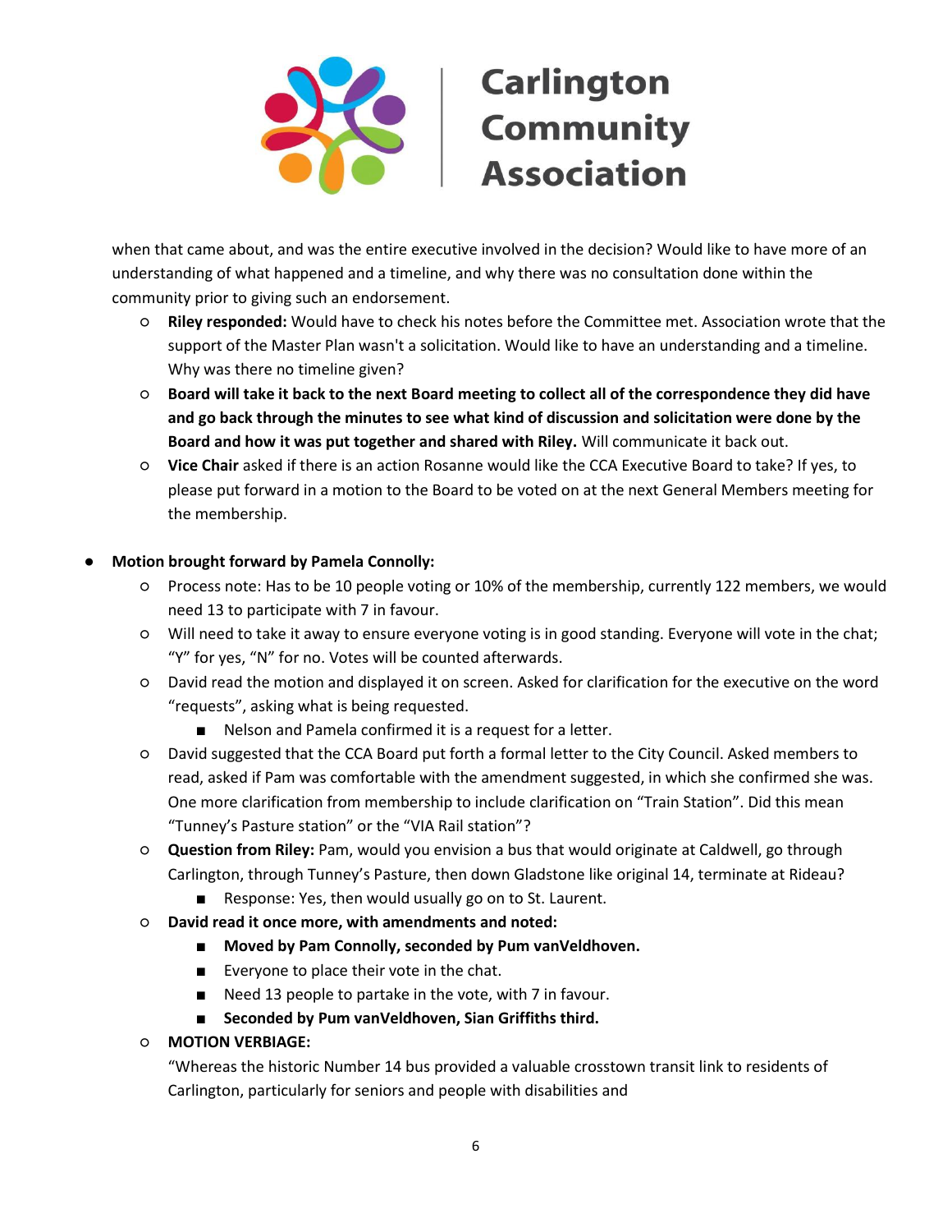when that came about, and was the entire executive involved in the decision? Would like to have more of an understanding of what happened and a timeline, and why there was no consultation done within the community prior to giving such an endorsement.

- **Riley responded:** Would have to check his notes before the Committee met. Association wrote that the support of the Master Plan wasn't a solicitation. Would like to have an understanding and a timeline. Why was there no timeline given?
- **Board will take it back to the next Board meeting to collect all of the correspondence they did have and go back through the minutes to see what kind of discussion and solicitation were done by the Board and how it was put together and shared with Riley.** Will communicate it back out.
- **Vice Chair** asked if there is an action Rosanne would like the CCA Executive Board to take? If yes, to please put forward in a motion to the Board to be voted on at the next General Members meeting for the membership.

- **Motion brought forward by Pamela Connolly:**
  - Process note: Has to be 10 people voting or 10% of the membership, currently 122 members, we would need 13 to participate with 7 in favour.
  - Will need to take it away to ensure everyone voting is in good standing. Everyone will vote in the chat; "Y" for yes, "N" for no. Votes will be counted afterwards.
  - David read the motion and displayed it on screen. Asked for clarification for the executive on the word "requests", asking what is being requested.
    - Nelson and Pamela confirmed it is a request for a letter.
  - David suggested that the CCA Board put forth a formal letter to the City Council. Asked members to read, asked if Pam was comfortable with the amendment suggested, in which she confirmed she was. One more clarification from membership to include clarification on "Train Station". Did this mean "Tunney's Pasture station" or the "VIA Rail station"?
  - **Question from Riley:** Pam, would you envision a bus that would originate at Caldwell, go through Carlington, through Tunney's Pasture, then down Gladstone like original 14, terminate at Rideau?
    - Response: Yes, then would usually go on to St. Laurent.
  - **David read it once more, with amendments and noted:**
    - **Moved by Pam Connolly, seconded by Pum vanVeldhoven.**
    - Everyone to place their vote in the chat.
    - Need 13 people to partake in the vote, with 7 in favour.
    - **Seconded by Pum vanVeldhoven, Sian Griffiths third.**
  - **MOTION VERBIAGE:**

    "Whereas the historic Number 14 bus provided a valuable crosstown transit link to residents of Carlington, particularly for seniors and people with disabilities and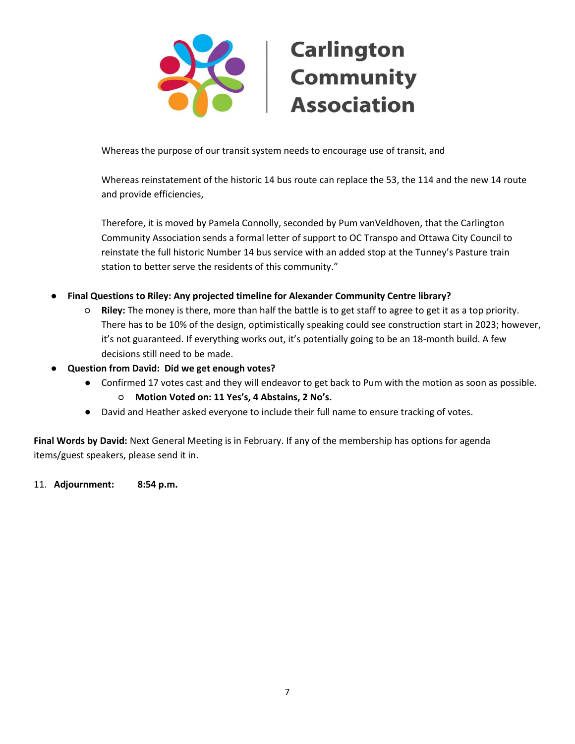Whereas the purpose of our transit system needs to encourage use of transit, and

Whereas reinstatement of the historic 14 bus route can replace the 53, the 114 and the new 14 route and provide efficiencies,

Therefore, it is moved by Pamela Connolly, seconded by Pum vanVeldhoven, that the Carlington Community Association sends a formal letter of support to OC Transpo and Ottawa City Council to reinstate the full historic Number 14 bus service with an added stop at the Tunney's Pasture train station to better serve the residents of this community."

- **Final Questions to Riley: Any projected timeline for Alexander Community Centre library?**
  - **Riley:** The money is there, more than half the battle is to get staff to agree to get it as a top priority. There has to be 10% of the design, optimistically speaking could see construction start in 2023; however, it's not guaranteed. If everything works out, it's potentially going to be an 18-month build. A few decisions still need to be made.
- **Question from David: Did we get enough votes?**
  - Confirmed 17 votes cast and they will endeavor to get back to Pum with the motion as soon as possible.
    - **Motion Voted on: 11 Yes's, 4 Abstains, 2 No's.**
  - David and Heather asked everyone to include their full name to ensure tracking of votes.

**Final Words by David:** Next General Meeting is in February. If any of the membership has options for agenda items/guest speakers, please send it in.

11. **Adjournment:** **8:54 p.m.**